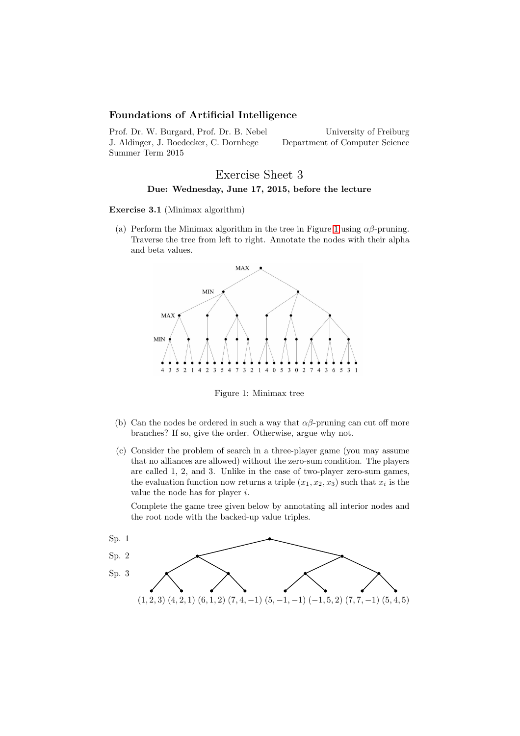**Foundations of Artificial Intelligence**

Prof. Dr. W. Burgard, Prof. Dr. B. Nebel — University of Freiburg
J. Aldinger, J. Boedecker, C. Dornhege — Department of Computer Science
Summer Term 2015

# Exercise Sheet 3

**Due: Wednesday, June 17, 2015, before the lecture**

**Exercise 3.1** (Minimax algorithm)

(a) Perform the Minimax algorithm in the tree in Figure 1 using $\alpha\beta$-pruning. Traverse the tree from left to right. Annotate the nodes with their alpha and beta values.

MAX

MIN

MAX

MIN

4 3 5 2 1 4 2 3 5 4 7 3 2 1 4 0 5 3 0 2 7 4 3 6 5 3 1

Figure 1: Minimax tree

(b) Can the nodes be ordered in such a way that $\alpha\beta$-pruning can cut off more branches? If so, give the order. Otherwise, argue why not.

(c) Consider the problem of search in a three-player game (you may assume that no alliances are allowed) without the zero-sum condition. The players are called 1, 2, and 3. Unlike in the case of two-player zero-sum games, the evaluation function now returns a triple $(x_1, x_2, x_3)$ such that $x_i$ is the value the node has for player $i$.

Complete the game tree given below by annotating all interior nodes and the root node with the backed-up value triples.

Sp. 1

Sp. 2

Sp. 3

$(1, 2, 3)$ $(4, 2, 1)$ $(6, 1, 2)$ $(7, 4, -1)$ $(5, -1, -1)$ $(-1, 5, 2)$ $(7, 7, -1)$ $(5, 4, 5)$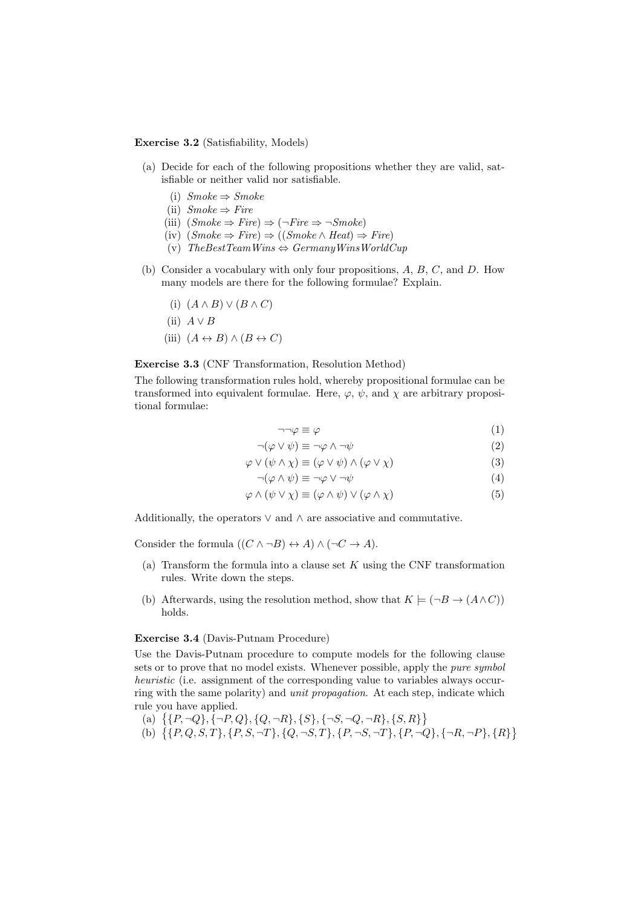**Exercise 3.2** (Satisfiability, Models)

(a) Decide for each of the following propositions whether they are valid, satisfiable or neither valid nor satisfiable.

  (i) $Smoke \Rightarrow Smoke$
  (ii) $Smoke \Rightarrow Fire$
  (iii) $(Smoke \Rightarrow Fire) \Rightarrow (\neg Fire \Rightarrow \neg Smoke)$
  (iv) $(Smoke \Rightarrow Fire) \Rightarrow ((Smoke \wedge Heat) \Rightarrow Fire)$
  (v) $TheBestTeamWins \Leftrightarrow GermanyWinsWorldCup$

(b) Consider a vocabulary with only four propositions, $A$, $B$, $C$, and $D$. How many models are there for the following formulae? Explain.

  (i) $(A \wedge B) \vee (B \wedge C)$
  (ii) $A \vee B$
  (iii) $(A \leftrightarrow B) \wedge (B \leftrightarrow C)$

**Exercise 3.3** (CNF Transformation, Resolution Method)

The following transformation rules hold, whereby propositional formulae can be transformed into equivalent formulae. Here, $\varphi$, $\psi$, and $\chi$ are arbitrary propositional formulae:

$$\neg\neg\varphi \equiv \varphi \tag{1}$$

$$\neg(\varphi \vee \psi) \equiv \neg\varphi \wedge \neg\psi \tag{2}$$

$$\varphi \vee (\psi \wedge \chi) \equiv (\varphi \vee \psi) \wedge (\varphi \vee \chi) \tag{3}$$

$$\neg(\varphi \wedge \psi) \equiv \neg\varphi \vee \neg\psi \tag{4}$$

$$\varphi \wedge (\psi \vee \chi) \equiv (\varphi \wedge \psi) \vee (\varphi \wedge \chi) \tag{5}$$

Additionally, the operators $\vee$ and $\wedge$ are associative and commutative.

Consider the formula $((C \wedge \neg B) \leftrightarrow A) \wedge (\neg C \rightarrow A)$.

(a) Transform the formula into a clause set $K$ using the CNF transformation rules. Write down the steps.

(b) Afterwards, using the resolution method, show that $K \models (\neg B \rightarrow (A \wedge C))$ holds.

**Exercise 3.4** (Davis-Putnam Procedure)

Use the Davis-Putnam procedure to compute models for the following clause sets or to prove that no model exists. Whenever possible, apply the *pure symbol heuristic* (i.e. assignment of the corresponding value to variables always occurring with the same polarity) and *unit propagation*. At each step, indicate which rule you have applied.

(a) $\{\{P, \neg Q\}, \{\neg P, Q\}, \{Q, \neg R\}, \{S\}, \{\neg S, \neg Q, \neg R\}, \{S, R\}\}$

(b) $\{\{P, Q, S, T\}, \{P, S, \neg T\}, \{Q, \neg S, T\}, \{P, \neg S, \neg T\}, \{P, \neg Q\}, \{\neg R, \neg P\}, \{R\}\}$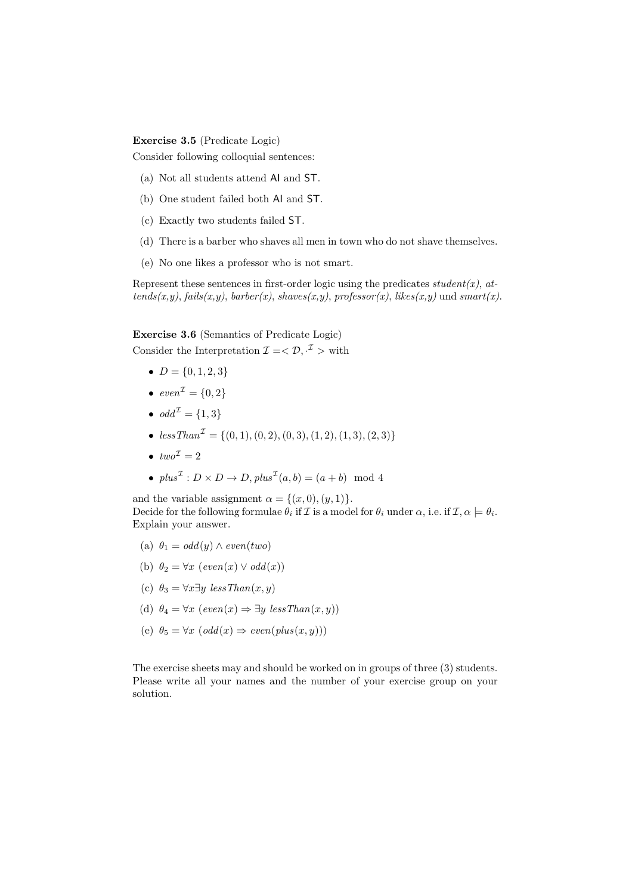**Exercise 3.5** (Predicate Logic)
Consider following colloquial sentences:

(a) Not all students attend AI and ST.

(b) One student failed both AI and ST.

(c) Exactly two students failed ST.

(d) There is a barber who shaves all men in town who do not shave themselves.

(e) No one likes a professor who is not smart.

Represent these sentences in first-order logic using the predicates *student(x)*, *attends(x,y)*, *fails(x,y)*, *barber(x)*, *shaves(x,y)*, *professor(x)*, *likes(x,y)* und *smart(x)*.

**Exercise 3.6** (Semantics of Predicate Logic)
Consider the Interpretation $\mathcal{I} = <\mathcal{D}, \cdot^{\mathcal{I}}>$ with

- $D = \{0, 1, 2, 3\}$
- $even^{\mathcal{I}} = \{0, 2\}$
- $odd^{\mathcal{I}} = \{1, 3\}$
- $lessThan^{\mathcal{I}} = \{(0, 1), (0, 2), (0, 3), (1, 2), (1, 3), (2, 3)\}$
- $two^{\mathcal{I}} = 2$
- $plus^{\mathcal{I}} : D \times D \to D, plus^{\mathcal{I}}(a, b) = (a + b) \mod 4$

and the variable assignment $\alpha = \{(x, 0), (y, 1)\}$.
Decide for the following formulae $\theta_i$ if $\mathcal{I}$ is a model for $\theta_i$ under $\alpha$, i.e. if $\mathcal{I}, \alpha \models \theta_i$. Explain your answer.

(a) $\theta_1 = odd(y) \wedge even(two)$

(b) $\theta_2 = \forall x \; (even(x) \vee odd(x))$

(c) $\theta_3 = \forall x \exists y \; lessThan(x, y)$

(d) $\theta_4 = \forall x \; (even(x) \Rightarrow \exists y \; lessThan(x, y))$

(e) $\theta_5 = \forall x \; (odd(x) \Rightarrow even(plus(x, y)))$

The exercise sheets may and should be worked on in groups of three (3) students. Please write all your names and the number of your exercise group on your solution.